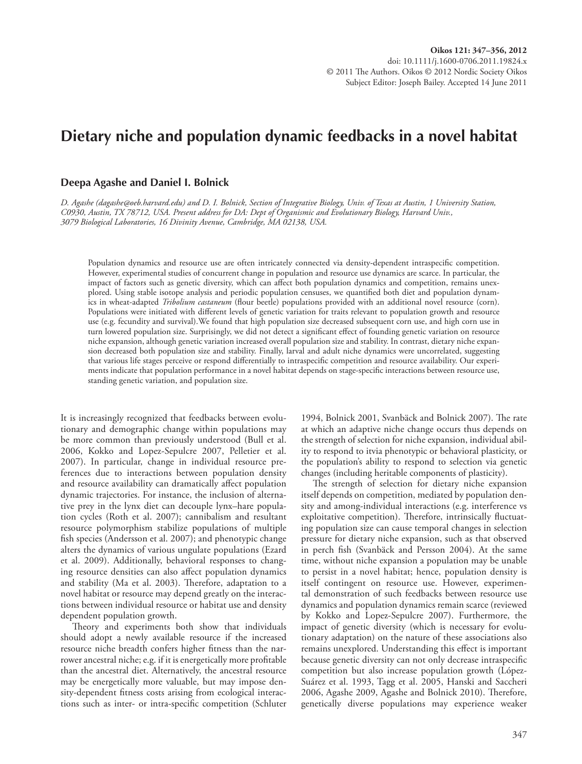# Dietary niche and population dynamic feedbacks in a novel habitat

**Deepa Agashe and Daniel I. Bolnick**

*D. Agashe (dagashe@oeb.harvard.edu) and D. I. Bolnick, Section of Integrative Biology, Univ. of Texas at Austin, 1 University Station, C0930, Austin, TX 78712, USA. Present address for DA: Dept of Organismic and Evolutionary Biology, Harvard Univ., 3079 Biological Laboratories, 16 Divinity Avenue, Cambridge, MA 02138, USA.*

Population dynamics and resource use are often intricately connected via density-dependent intraspecific competition. However, experimental studies of concurrent change in population and resource use dynamics are scarce. In particular, the impact of factors such as genetic diversity, which can affect both population dynamics and competition, remains unexplored. Using stable isotope analysis and periodic population censuses, we quantified both diet and population dynamics in wheat-adapted *Tribolium castaneum* (flour beetle) populations provided with an additional novel resource (corn). Populations were initiated with different levels of genetic variation for traits relevant to population growth and resource use (e.g. fecundity and survival).We found that high population size decreased subsequent corn use, and high corn use in turn lowered population size. Surprisingly, we did not detect a significant effect of founding genetic variation on resource niche expansion, although genetic variation increased overall population size and stability. In contrast, dietary niche expansion decreased both population size and stability. Finally, larval and adult niche dynamics were uncorrelated, suggesting that various life stages perceive or respond differentially to intraspecific competition and resource availability. Our experiments indicate that population performance in a novel habitat depends on stage-specific interactions between resource use, standing genetic variation, and population size.

It is increasingly recognized that feedbacks between evolutionary and demographic change within populations may be more common than previously understood (Bull et al. 2006, Kokko and Lopez-Sepulcre 2007, Pelletier et al. 2007). In particular, change in individual resource preferences due to interactions between population density and resource availability can dramatically affect population dynamic trajectories. For instance, the inclusion of alternative prey in the lynx diet can decouple lynx–hare population cycles (Roth et al. 2007); cannibalism and resultant resource polymorphism stabilize populations of multiple fish species (Andersson et al. 2007); and phenotypic change alters the dynamics of various ungulate populations (Ezard et al. 2009). Additionally, behavioral responses to changing resource densities can also affect population dynamics and stability (Ma et al. 2003). Therefore, adaptation to a novel habitat or resource may depend greatly on the interactions between individual resource or habitat use and density dependent population growth.

Theory and experiments both show that individuals should adopt a newly available resource if the increased resource niche breadth confers higher fitness than the narrower ancestral niche; e.g. if it is energetically more profitable than the ancestral diet. Alternatively, the ancestral resource may be energetically more valuable, but may impose density-dependent fitness costs arising from ecological interactions such as inter- or intra-specific competition (Schluter 1994, Bolnick 2001, Svanbäck and Bolnick 2007). The rate at which an adaptive niche change occurs thus depends on the strength of selection for niche expansion, individual ability to respond to itvia phenotypic or behavioral plasticity, or the population's ability to respond to selection via genetic changes (including heritable components of plasticity).

The strength of selection for dietary niche expansion itself depends on competition, mediated by population density and among-individual interactions (e.g. interference vs exploitative competition). Therefore, intrinsically fluctuating population size can cause temporal changes in selection pressure for dietary niche expansion, such as that observed in perch fish (Svanbäck and Persson 2004). At the same time, without niche expansion a population may be unable to persist in a novel habitat; hence, population density is itself contingent on resource use. However, experimental demonstration of such feedbacks between resource use dynamics and population dynamics remain scarce (reviewed by Kokko and Lopez-Sepulcre 2007). Furthermore, the impact of genetic diversity (which is necessary for evolutionary adaptation) on the nature of these associations also remains unexplored. Understanding this effect is important because genetic diversity can not only decrease intraspecific competition but also increase population growth (López-Suárez et al. 1993, Tagg et al. 2005, Hanski and Saccheri 2006, Agashe 2009, Agashe and Bolnick 2010). Therefore, genetically diverse populations may experience weaker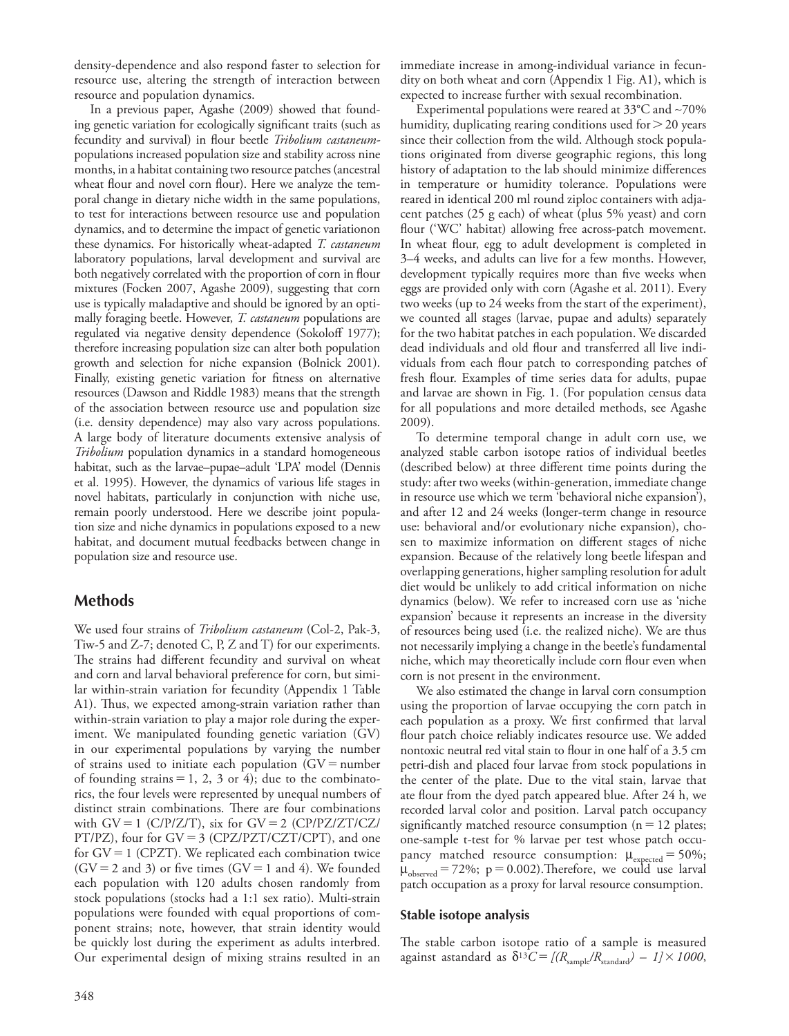density-dependence and also respond faster to selection for resource use, altering the strength of interaction between resource and population dynamics.

In a previous paper, Agashe (2009) showed that founding genetic variation for ecologically significant traits (such as fecundity and survival) in flour beetle *Tribolium castaneum*populations increased population size and stability across nine months, in a habitat containing two resource patches (ancestral wheat flour and novel corn flour). Here we analyze the temporal change in dietary niche width in the same populations, to test for interactions between resource use and population dynamics, and to determine the impact of genetic variationon these dynamics. For historically wheat-adapted *T. castaneum* laboratory populations, larval development and survival are both negatively correlated with the proportion of corn in flour mixtures (Focken 2007, Agashe 2009), suggesting that corn use is typically maladaptive and should be ignored by an optimally foraging beetle. However, *T. castaneum* populations are regulated via negative density dependence (Sokoloff 1977); therefore increasing population size can alter both population growth and selection for niche expansion (Bolnick 2001). Finally, existing genetic variation for fitness on alternative resources (Dawson and Riddle 1983) means that the strength of the association between resource use and population size (i.e. density dependence) may also vary across populations. A large body of literature documents extensive analysis of *Tribolium* population dynamics in a standard homogeneous habitat, such as the larvae–pupae–adult 'LPA' model (Dennis et al. 1995). However, the dynamics of various life stages in novel habitats, particularly in conjunction with niche use, remain poorly understood. Here we describe joint population size and niche dynamics in populations exposed to a new habitat, and document mutual feedbacks between change in population size and resource use.

## Methods

We used four strains of *Tribolium castaneum* (Col-2, Pak-3, Tiw-5 and Z-7; denoted C, P, Z and T) for our experiments. The strains had different fecundity and survival on wheat and corn and larval behavioral preference for corn, but similar within-strain variation for fecundity (Appendix 1 Table A1). Thus, we expected among-strain variation rather than within-strain variation to play a major role during the experiment. We manipulated founding genetic variation (GV) in our experimental populations by varying the number of strains used to initiate each population (GV = number of founding strains = 1, 2, 3 or 4); due to the combinatorics, the four levels were represented by unequal numbers of distinct strain combinations. There are four combinations with GV = 1 (C/P/Z/T), six for GV = 2 (CP/PZ/ZT/CZ/PT/PZ), four for GV = 3 (CPZ/PZT/CZT/CPT), and one for GV = 1 (CPZT). We replicated each combination twice (GV = 2 and 3) or five times (GV = 1 and 4). We founded each population with 120 adults chosen randomly from stock populations (stocks had a 1:1 sex ratio). Multi-strain populations were founded with equal proportions of component strains; note, however, that strain identity would be quickly lost during the experiment as adults interbred. Our experimental design of mixing strains resulted in an immediate increase in among-individual variance in fecundity on both wheat and corn (Appendix 1 Fig. A1), which is expected to increase further with sexual recombination.

Experimental populations were reared at 33°C and ~70% humidity, duplicating rearing conditions used for > 20 years since their collection from the wild. Although stock populations originated from diverse geographic regions, this long history of adaptation to the lab should minimize differences in temperature or humidity tolerance. Populations were reared in identical 200 ml round ziploc containers with adjacent patches (25 g each) of wheat (plus 5% yeast) and corn flour ('WC' habitat) allowing free across-patch movement. In wheat flour, egg to adult development is completed in 3–4 weeks, and adults can live for a few months. However, development typically requires more than five weeks when eggs are provided only with corn (Agashe et al. 2011). Every two weeks (up to 24 weeks from the start of the experiment), we counted all stages (larvae, pupae and adults) separately for the two habitat patches in each population. We discarded dead individuals and old flour and transferred all live individuals from each flour patch to corresponding patches of fresh flour. Examples of time series data for adults, pupae and larvae are shown in Fig. 1. (For population census data for all populations and more detailed methods, see Agashe 2009).

To determine temporal change in adult corn use, we analyzed stable carbon isotope ratios of individual beetles (described below) at three different time points during the study: after two weeks (within-generation, immediate change in resource use which we term 'behavioral niche expansion'), and after 12 and 24 weeks (longer-term change in resource use: behavioral and/or evolutionary niche expansion), chosen to maximize information on different stages of niche expansion. Because of the relatively long beetle lifespan and overlapping generations, higher sampling resolution for adult diet would be unlikely to add critical information on niche dynamics (below). We refer to increased corn use as 'niche expansion' because it represents an increase in the diversity of resources being used (i.e. the realized niche). We are thus not necessarily implying a change in the beetle's fundamental niche, which may theoretically include corn flour even when corn is not present in the environment.

We also estimated the change in larval corn consumption using the proportion of larvae occupying the corn patch in each population as a proxy. We first confirmed that larval flour patch choice reliably indicates resource use. We added nontoxic neutral red vital stain to flour in one half of a 3.5 cm petri-dish and placed four larvae from stock populations in the center of the plate. Due to the vital stain, larvae that ate flour from the dyed patch appeared blue. After 24 h, we recorded larval color and position. Larval patch occupancy significantly matched resource consumption (n = 12 plates; one-sample t-test for % larvae per test whose patch occupancy matched resource consumption: $\mu_{expected} = 50\%$; $\mu_{observed} = 72\%$; p = 0.002).Therefore, we could use larval patch occupation as a proxy for larval resource consumption.

### Stable isotope analysis

The stable carbon isotope ratio of a sample is measured against astandard as $\delta^{13}C = [(R_{sample}/R_{standard}) - 1] \times 1000$,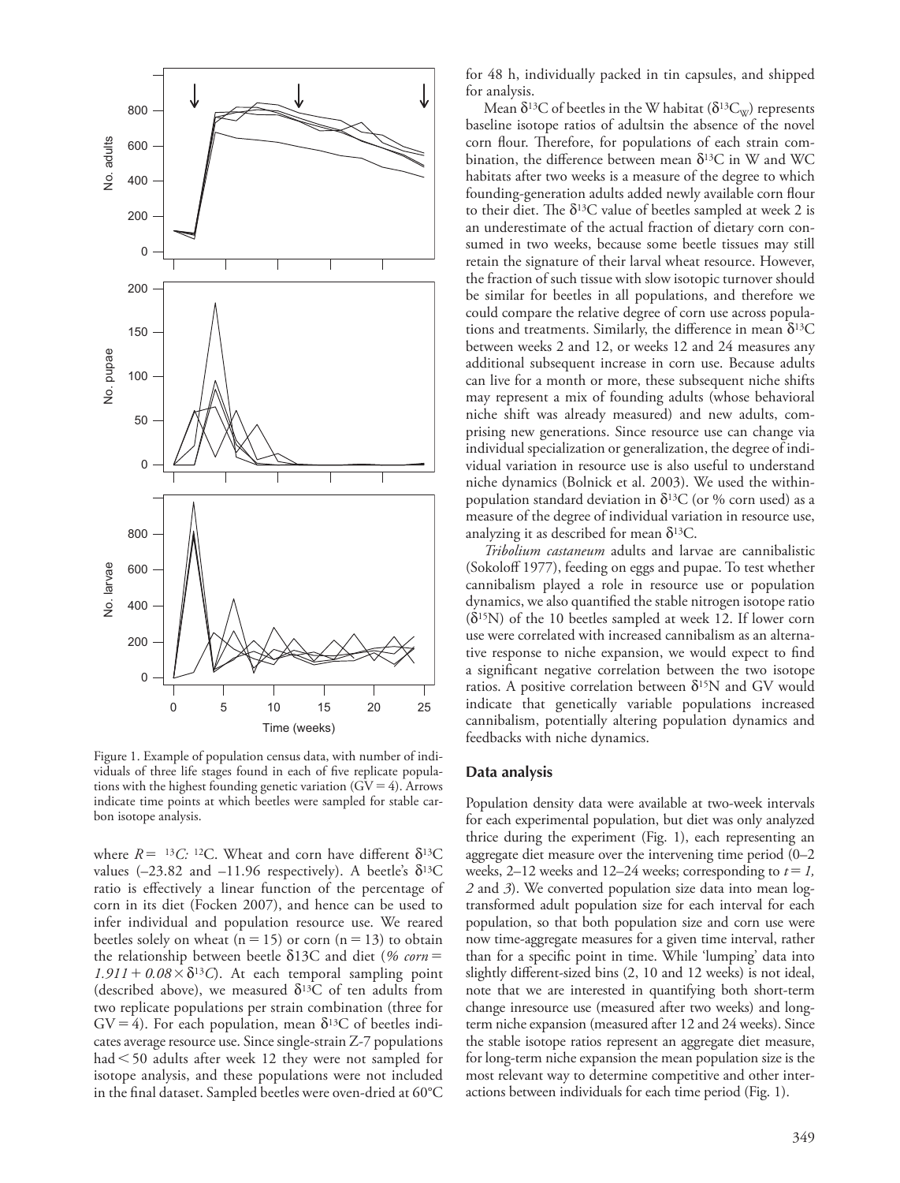Figure 1. Example of population census data, with number of individuals of three life stages found in each of five replicate populations with the highest founding genetic variation (GV = 4). Arrows indicate time points at which beetles were sampled for stable carbon isotope analysis.

where $R = {}^{13}C:{}^{12}C$. Wheat and corn have different $\delta^{13}C$ values (–23.82 and –11.96 respectively). A beetle's $\delta^{13}C$ ratio is effectively a linear function of the percentage of corn in its diet (Focken 2007), and hence can be used to infer individual and population resource use. We reared beetles solely on wheat (n = 15) or corn (n = 13) to obtain the relationship between beetle δ13C and diet (*% corn* = $1.911 + 0.08 \times \delta^{13}C$). At each temporal sampling point (described above), we measured $\delta^{13}C$ of ten adults from two replicate populations per strain combination (three for GV = 4). For each population, mean $\delta^{13}C$ of beetles indicates average resource use. Since single-strain Z-7 populations had < 50 adults after week 12 they were not sampled for isotope analysis, and these populations were not included in the final dataset. Sampled beetles were oven-dried at 60°C for 48 h, individually packed in tin capsules, and shipped for analysis.

Mean $\delta^{13}C$ of beetles in the W habitat ($\delta^{13}C_W$) represents baseline isotope ratios of adultsin the absence of the novel corn flour. Therefore, for populations of each strain combination, the difference between mean $\delta^{13}C$ in W and WC habitats after two weeks is a measure of the degree to which founding-generation adults added newly available corn flour to their diet. The $\delta^{13}C$ value of beetles sampled at week 2 is an underestimate of the actual fraction of dietary corn consumed in two weeks, because some beetle tissues may still retain the signature of their larval wheat resource. However, the fraction of such tissue with slow isotopic turnover should be similar for beetles in all populations, and therefore we could compare the relative degree of corn use across populations and treatments. Similarly, the difference in mean $\delta^{13}C$ between weeks 2 and 12, or weeks 12 and 24 measures any additional subsequent increase in corn use. Because adults can live for a month or more, these subsequent niche shifts may represent a mix of founding adults (whose behavioral niche shift was already measured) and new adults, comprising new generations. Since resource use can change via individual specialization or generalization, the degree of individual variation in resource use is also useful to understand niche dynamics (Bolnick et al. 2003). We used the within-population standard deviation in $\delta^{13}C$ (or % corn used) as a measure of the degree of individual variation in resource use, analyzing it as described for mean $\delta^{13}C$.

*Tribolium castaneum* adults and larvae are cannibalistic (Sokoloff 1977), feeding on eggs and pupae. To test whether cannibalism played a role in resource use or population dynamics, we also quantified the stable nitrogen isotope ratio ($\delta^{15}N$) of the 10 beetles sampled at week 12. If lower corn use were correlated with increased cannibalism as an alternative response to niche expansion, we would expect to find a significant negative correlation between the two isotope ratios. A positive correlation between $\delta^{15}N$ and GV would indicate that genetically variable populations increased cannibalism, potentially altering population dynamics and feedbacks with niche dynamics.

## Data analysis

Population density data were available at two-week intervals for each experimental population, but diet was only analyzed thrice during the experiment (Fig. 1), each representing an aggregate diet measure over the intervening time period (0–2 weeks, 2–12 weeks and 12–24 weeks; corresponding to $t = 1$, $2$ and $3$). We converted population size data into mean log-transformed adult population size for each interval for each population, so that both population size and corn use were now time-aggregate measures for a given time interval, rather than for a specific point in time. While 'lumping' data into slightly different-sized bins (2, 10 and 12 weeks) is not ideal, note that we are interested in quantifying both short-term change inresource use (measured after two weeks) and long-term niche expansion (measured after 12 and 24 weeks). Since the stable isotope ratios represent an aggregate diet measure, for long-term niche expansion the mean population size is the most relevant way to determine competitive and other interactions between individuals for each time period (Fig. 1).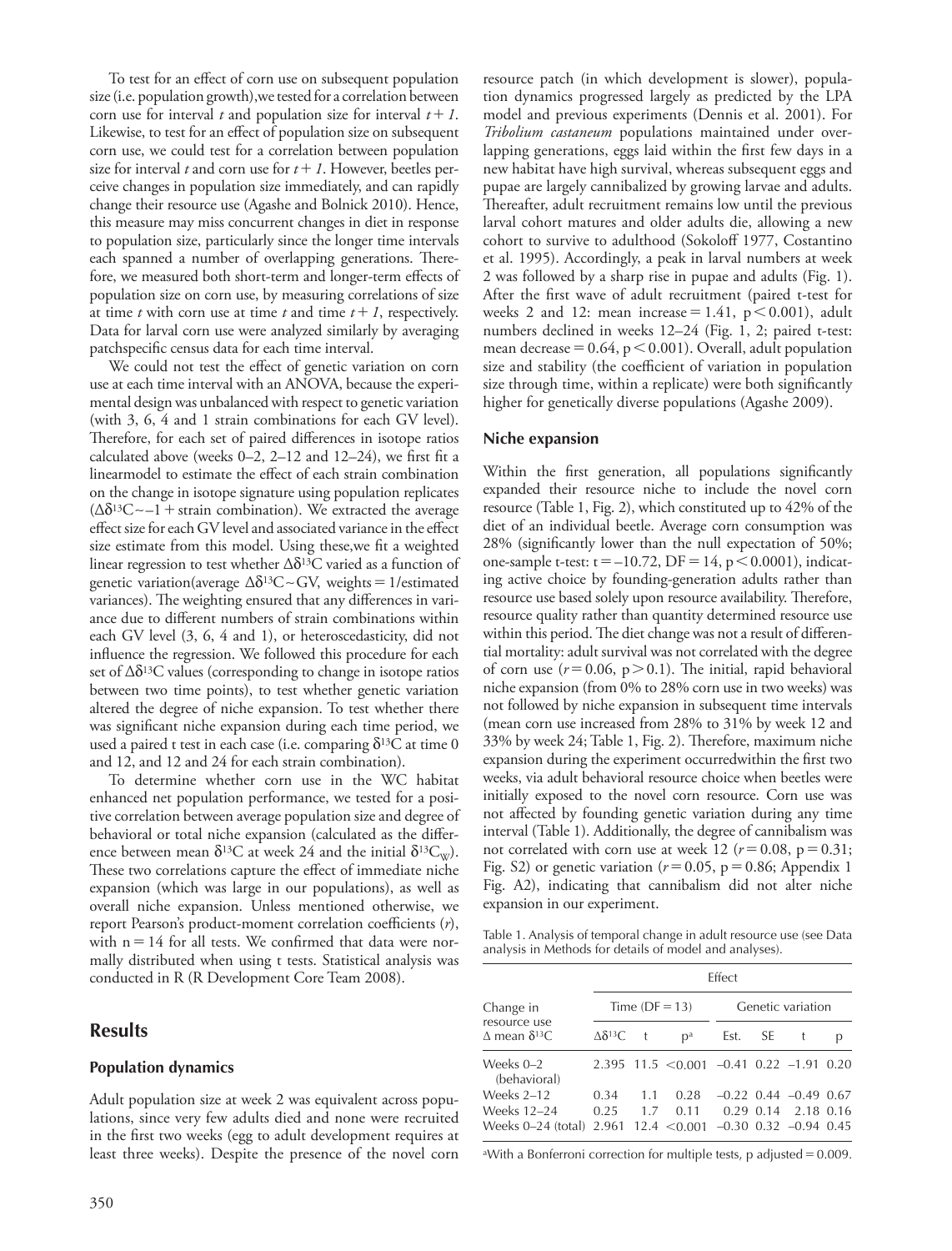To test for an effect of corn use on subsequent population size (i.e. population growth), we tested for a correlation between corn use for interval $t$ and population size for interval $t+1$. Likewise, to test for an effect of population size on subsequent corn use, we could test for a correlation between population size for interval $t$ and corn use for $t+1$. However, beetles perceive changes in population size immediately, and can rapidly change their resource use (Agashe and Bolnick 2010). Hence, this measure may miss concurrent changes in diet in response to population size, particularly since the longer time intervals each spanned a number of overlapping generations. Therefore, we measured both short-term and longer-term effects of population size on corn use, by measuring correlations of size at time $t$ with corn use at time $t$ and time $t+1$, respectively. Data for larval corn use were analyzed similarly by averaging patchspecific census data for each time interval.

We could not test the effect of genetic variation on corn use at each time interval with an ANOVA, because the experimental design was unbalanced with respect to genetic variation (with 3, 6, 4 and 1 strain combinations for each GV level). Therefore, for each set of paired differences in isotope ratios calculated above (weeks 0–2, 2–12 and 12–24), we first fit a linearmodel to estimate the effect of each strain combination on the change in isotope signature using population replicates ($\Delta\delta^{13}C \sim -1 +$ strain combination). We extracted the average effect size for each GV level and associated variance in the effect size estimate from this model. Using these,we fit a weighted linear regression to test whether $\Delta\delta^{13}C$ varied as a function of genetic variation(average $\Delta\delta^{13}C \sim GV$, weights = 1/estimated variances). The weighting ensured that any differences in variance due to different numbers of strain combinations within each GV level (3, 6, 4 and 1), or heteroscedasticity, did not influence the regression. We followed this procedure for each set of $\Delta\delta^{13}C$ values (corresponding to change in isotope ratios between two time points), to test whether genetic variation altered the degree of niche expansion. To test whether there was significant niche expansion during each time period, we used a paired t test in each case (i.e. comparing $\delta^{13}C$ at time 0 and 12, and 12 and 24 for each strain combination).

To determine whether corn use in the WC habitat enhanced net population performance, we tested for a positive correlation between average population size and degree of behavioral or total niche expansion (calculated as the difference between mean $\delta^{13}C$ at week 24 and the initial $\delta^{13}C_W$). These two correlations capture the effect of immediate niche expansion (which was large in our populations), as well as overall niche expansion. Unless mentioned otherwise, we report Pearson's product-moment correlation coefficients ($r$), with $n = 14$ for all tests. We confirmed that data were normally distributed when using t tests. Statistical analysis was conducted in R (R Development Core Team 2008).

# Results

## Population dynamics

Adult population size at week 2 was equivalent across populations, since very few adults died and none were recruited in the first two weeks (egg to adult development requires at least three weeks). Despite the presence of the novel corn resource patch (in which development is slower), population dynamics progressed largely as predicted by the LPA model and previous experiments (Dennis et al. 2001). For *Tribolium castaneum* populations maintained under overlapping generations, eggs laid within the first few days in a new habitat have high survival, whereas subsequent eggs and pupae are largely cannibalized by growing larvae and adults. Thereafter, adult recruitment remains low until the previous larval cohort matures and older adults die, allowing a new cohort to survive to adulthood (Sokoloff 1977, Costantino et al. 1995). Accordingly, a peak in larval numbers at week 2 was followed by a sharp rise in pupae and adults (Fig. 1). After the first wave of adult recruitment (paired t-test for weeks 2 and 12: mean increase = 1.41, $p < 0.001$), adult numbers declined in weeks 12–24 (Fig. 1, 2; paired t-test: mean decrease = 0.64, $p < 0.001$). Overall, adult population size and stability (the coefficient of variation in population size through time, within a replicate) were both significantly higher for genetically diverse populations (Agashe 2009).

## Niche expansion

Within the first generation, all populations significantly expanded their resource niche to include the novel corn resource (Table 1, Fig. 2), which constituted up to 42% of the diet of an individual beetle. Average corn consumption was 28% (significantly lower than the null expectation of 50%; one-sample t-test: $t = -10.72$, $DF = 14$, $p < 0.0001$), indicating active choice by founding-generation adults rather than resource use based solely upon resource availability. Therefore, resource quality rather than quantity determined resource use within this period. The diet change was not a result of differential mortality: adult survival was not correlated with the degree of corn use ($r = 0.06$, $p > 0.1$). The initial, rapid behavioral niche expansion (from 0% to 28% corn use in two weeks) was not followed by niche expansion in subsequent time intervals (mean corn use increased from 28% to 31% by week 12 and 33% by week 24; Table 1, Fig. 2). Therefore, maximum niche expansion during the experiment occurredwithin the first two weeks, via adult behavioral resource choice when beetles were initially exposed to the novel corn resource. Corn use was not affected by founding genetic variation during any time interval (Table 1). Additionally, the degree of cannibalism was not correlated with corn use at week 12 ($r = 0.08$, $p = 0.31$; Fig. S2) or genetic variation ($r = 0.05$, $p = 0.86$; Appendix 1 Fig. A2), indicating that cannibalism did not alter niche expansion in our experiment.

Table 1. Analysis of temporal change in adult resource use (see Data analysis in Methods for details of model and analyses).

| Change in resource use $\Delta$ mean $\delta^{13}C$ | Effect | | | | | | |
|---|---|---|---|---|---|---|---|
| | Time (DF = 13) | | | Genetic variation | | | |
| | $\Delta\delta^{13}C$ | t | p[a] | Est. | SE | t | p |
| Weeks 0–2 (behavioral) | 2.395 | 11.5 | <0.001 | –0.41 | 0.22 | –1.91 | 0.20 |
| Weeks 2–12 | 0.34 | 1.1 | 0.28 | –0.22 | 0.44 | –0.49 | 0.67 |
| Weeks 12–24 | 0.25 | 1.7 | 0.11 | 0.29 | 0.14 | 2.18 | 0.16 |
| Weeks 0–24 (total) | 2.961 | 12.4 | <0.001 | –0.30 | 0.32 | –0.94 | 0.45 |

[a]With a Bonferroni correction for multiple tests, p adjusted = 0.009.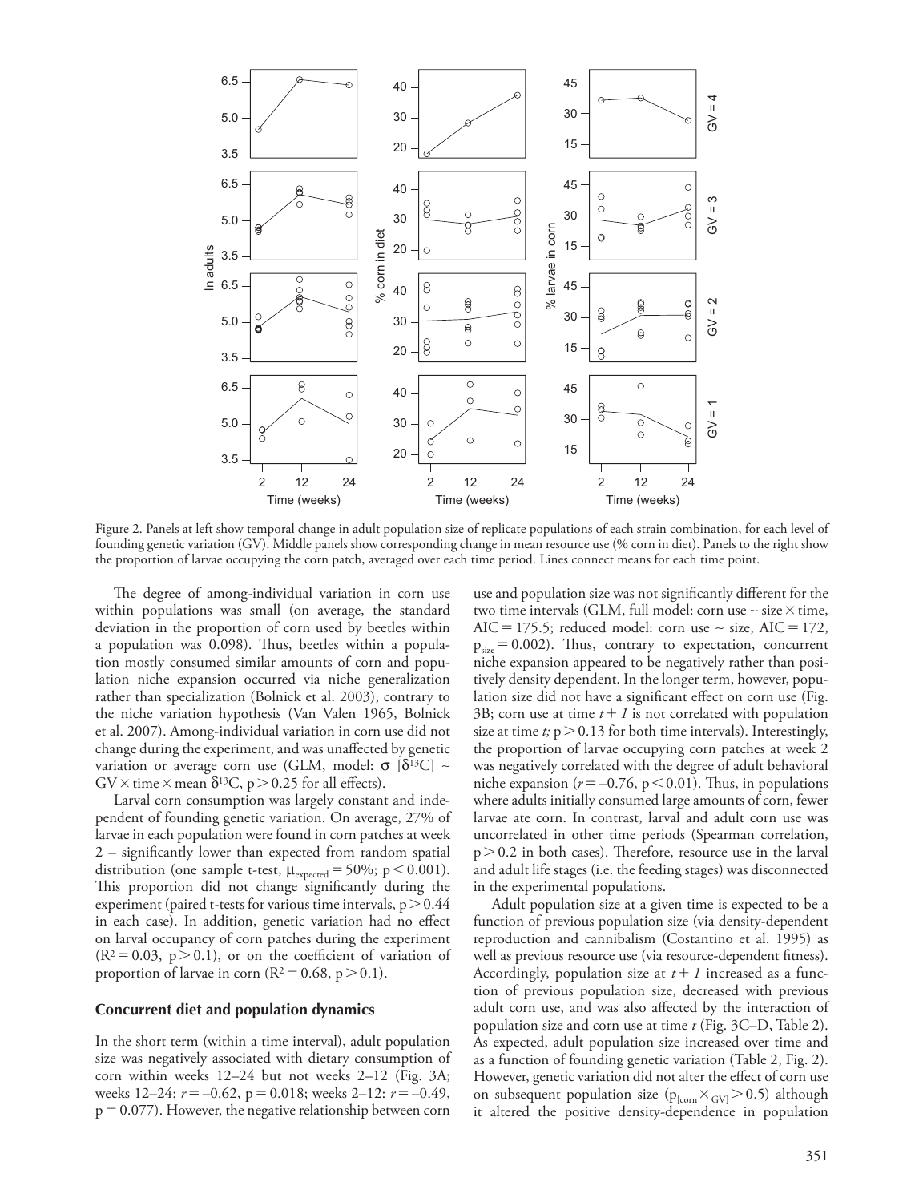Figure 2. Panels at left show temporal change in adult population size of replicate populations of each strain combination, for each level of founding genetic variation (GV). Middle panels show corresponding change in mean resource use (% corn in diet). Panels to the right show the proportion of larvae occupying the corn patch, averaged over each time period. Lines connect means for each time point.

The degree of among-individual variation in corn use within populations was small (on average, the standard deviation in the proportion of corn used by beetles within a population was 0.098). Thus, beetles within a population mostly consumed similar amounts of corn and population niche expansion occurred via niche generalization rather than specialization (Bolnick et al. 2003), contrary to the niche variation hypothesis (Van Valen 1965, Bolnick et al. 2007). Among-individual variation in corn use did not change during the experiment, and was unaffected by genetic variation or average corn use (GLM, model: $\sigma$ [$\delta^{13}$C] ~ GV × time × mean $\delta^{13}$C, $p > 0.25$ for all effects).

Larval corn consumption was largely constant and independent of founding genetic variation. On average, 27% of larvae in each population were found in corn patches at week 2 – significantly lower than expected from random spatial distribution (one sample t-test, $\mu_{expected} = 50\%$; $p < 0.001$). This proportion did not change significantly during the experiment (paired t-tests for various time intervals, $p > 0.44$ in each case). In addition, genetic variation had no effect on larval occupancy of corn patches during the experiment ($R^2 = 0.03$, $p > 0.1$), or on the coefficient of variation of proportion of larvae in corn ($R^2 = 0.68$, $p > 0.1$).

## Concurrent diet and population dynamics

In the short term (within a time interval), adult population size was negatively associated with dietary consumption of corn within weeks 12–24 but not weeks 2–12 (Fig. 3A; weeks 12–24: $r = -0.62$, $p = 0.018$; weeks 2–12: $r = -0.49$, $p = 0.077$). However, the negative relationship between corn use and population size was not significantly different for the two time intervals (GLM, full model: corn use ~ size × time, AIC = 175.5; reduced model: corn use ~ size, AIC = 172, $p_{size} = 0.002$). Thus, contrary to expectation, concurrent niche expansion appeared to be negatively rather than positively density dependent. In the longer term, however, population size did not have a significant effect on corn use (Fig. 3B; corn use at time $t + 1$ is not correlated with population size at time $t$; $p > 0.13$ for both time intervals). Interestingly, the proportion of larvae occupying corn patches at week 2 was negatively correlated with the degree of adult behavioral niche expansion ($r = -0.76$, $p < 0.01$). Thus, in populations where adults initially consumed large amounts of corn, fewer larvae ate corn. In contrast, larval and adult corn use was uncorrelated in other time periods (Spearman correlation, $p > 0.2$ in both cases). Therefore, resource use in the larval and adult life stages (i.e. the feeding stages) was disconnected in the experimental populations.

Adult population size at a given time is expected to be a function of previous population size (via density-dependent reproduction and cannibalism (Costantino et al. 1995) as well as previous resource use (via resource-dependent fitness). Accordingly, population size at $t + 1$ increased as a function of previous population size, decreased with previous adult corn use, and was also affected by the interaction of population size and corn use at time $t$ (Fig. 3C–D, Table 2). As expected, adult population size increased over time and as a function of founding genetic variation (Table 2, Fig. 2). However, genetic variation did not alter the effect of corn use on subsequent population size ($p_{[corn \times GV]} > 0.5$) although it altered the positive density-dependence in population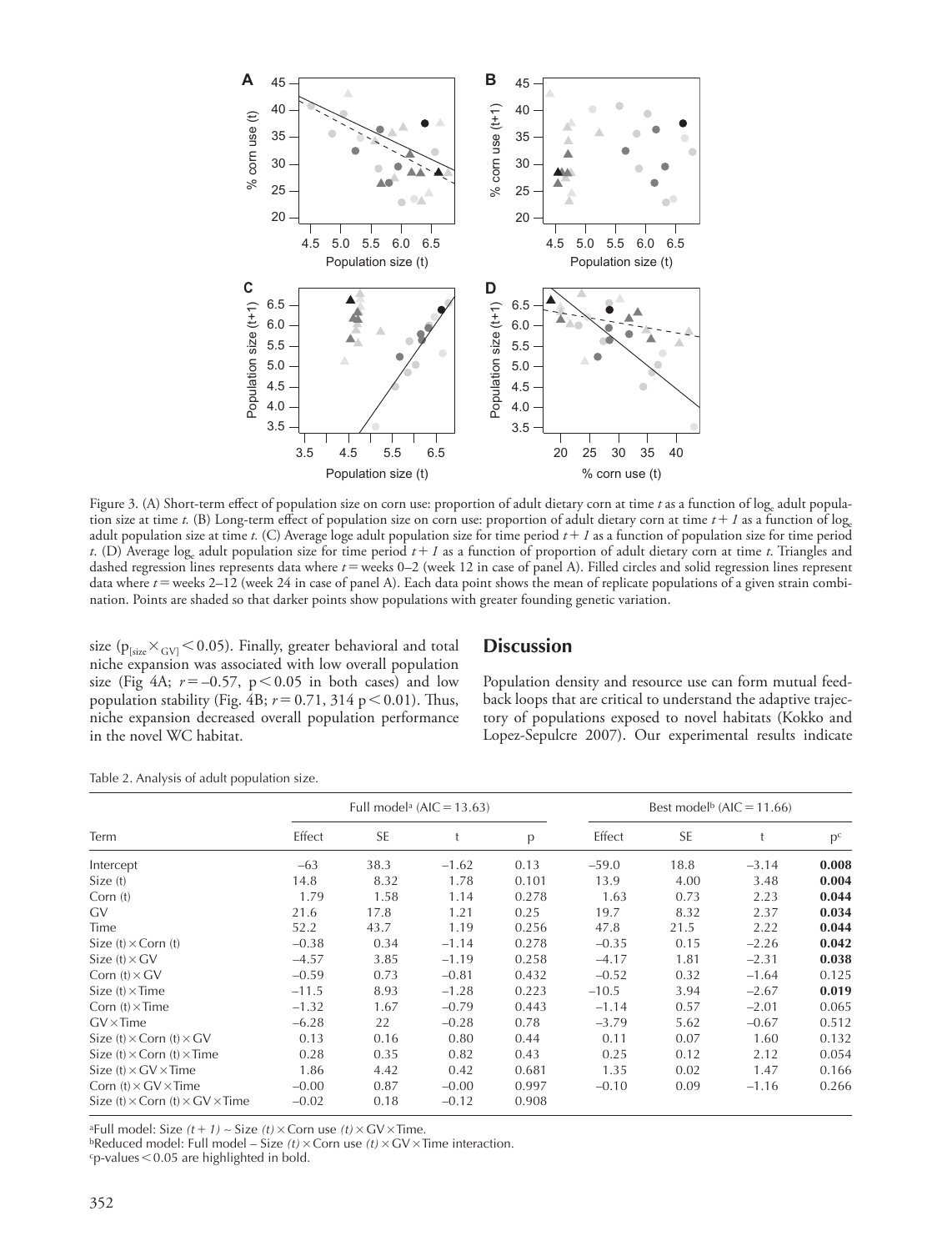Figure 3. (A) Short-term effect of population size on corn use: proportion of adult dietary corn at time *t* as a function of $\log_e$ adult population size at time *t*. (B) Long-term effect of population size on corn use: proportion of adult dietary corn at time $t + 1$ as a function of $\log_e$ adult population size at time *t*. (C) Average loge adult population size for time period $t + 1$ as a function of population size for time period *t*. (D) Average $\log_e$ adult population size for time period $t + 1$ as a function of proportion of adult dietary corn at time *t*. Triangles and dashed regression lines represents data where *t* = weeks 0–2 (week 12 in case of panel A). Filled circles and solid regression lines represent data where *t* = weeks 2–12 (week 24 in case of panel A). Each data point shows the mean of replicate populations of a given strain combination. Points are shaded so that darker points show populations with greater founding genetic variation.

size ($p_{[size \times GV]} < 0.05$). Finally, greater behavioral and total niche expansion was associated with low overall population size (Fig 4A; $r = -0.57$, $p < 0.05$ in both cases) and low population stability (Fig. 4B; $r = 0.71$, 314 $p < 0.01$). Thus, niche expansion decreased overall population performance in the novel WC habitat.

## Discussion

Population density and resource use can form mutual feedback loops that are critical to understand the adaptive trajectory of populations exposed to novel habitats (Kokko and Lopez-Sepulcre 2007). Our experimental results indicate

Table 2. Analysis of adult population size.

| Term | Full model[a] (AIC = 13.63) | | | | Best model[b] (AIC = 11.66) | | | |
|---|---|---|---|---|---|---|---|---|
| | Effect | SE | t | p | Effect | SE | t | p[c] |
| Intercept | −63 | 38.3 | −1.62 | 0.13 | −59.0 | 18.8 | −3.14 | **0.008** |
| Size (t) | 14.8 | 8.32 | 1.78 | 0.101 | 13.9 | 4.00 | 3.48 | **0.004** |
| Corn (t) | 1.79 | 1.58 | 1.14 | 0.278 | 1.63 | 0.73 | 2.23 | **0.044** |
| GV | 21.6 | 17.8 | 1.21 | 0.25 | 19.7 | 8.32 | 2.37 | **0.034** |
| Time | 52.2 | 43.7 | 1.19 | 0.256 | 47.8 | 21.5 | 2.22 | **0.044** |
| Size (t) × Corn (t) | −0.38 | 0.34 | −1.14 | 0.278 | −0.35 | 0.15 | −2.26 | **0.042** |
| Size (t) × GV | −4.57 | 3.85 | −1.19 | 0.258 | −4.17 | 1.81 | −2.31 | **0.038** |
| Corn (t) × GV | −0.59 | 0.73 | −0.81 | 0.432 | −0.52 | 0.32 | −1.64 | 0.125 |
| Size (t) × Time | −11.5 | 8.93 | −1.28 | 0.223 | −10.5 | 3.94 | −2.67 | **0.019** |
| Corn (t) × Time | −1.32 | 1.67 | −0.79 | 0.443 | −1.14 | 0.57 | −2.01 | 0.065 |
| GV × Time | −6.28 | 22 | −0.28 | 0.78 | −3.79 | 5.62 | −0.67 | 0.512 |
| Size (t) × Corn (t) × GV | 0.13 | 0.16 | 0.80 | 0.44 | 0.11 | 0.07 | 1.60 | 0.132 |
| Size (t) × Corn (t) × Time | 0.28 | 0.35 | 0.82 | 0.43 | 0.25 | 0.12 | 2.12 | 0.054 |
| Size (t) × GV × Time | 1.86 | 4.42 | 0.42 | 0.681 | 1.35 | 0.02 | 1.47 | 0.166 |
| Corn (t) × GV × Time | −0.00 | 0.87 | −0.00 | 0.997 | −0.10 | 0.09 | −1.16 | 0.266 |
| Size (t) × Corn (t) × GV × Time | −0.02 | 0.18 | −0.12 | 0.908 | | | | |

[a]Full model: Size *(t + 1)* ~ Size *(t)* × Corn use *(t)* × GV × Time.
[b]Reduced model: Full model – Size *(t)* × Corn use *(t)* × GV × Time interaction.
[c]p-values < 0.05 are highlighted in bold.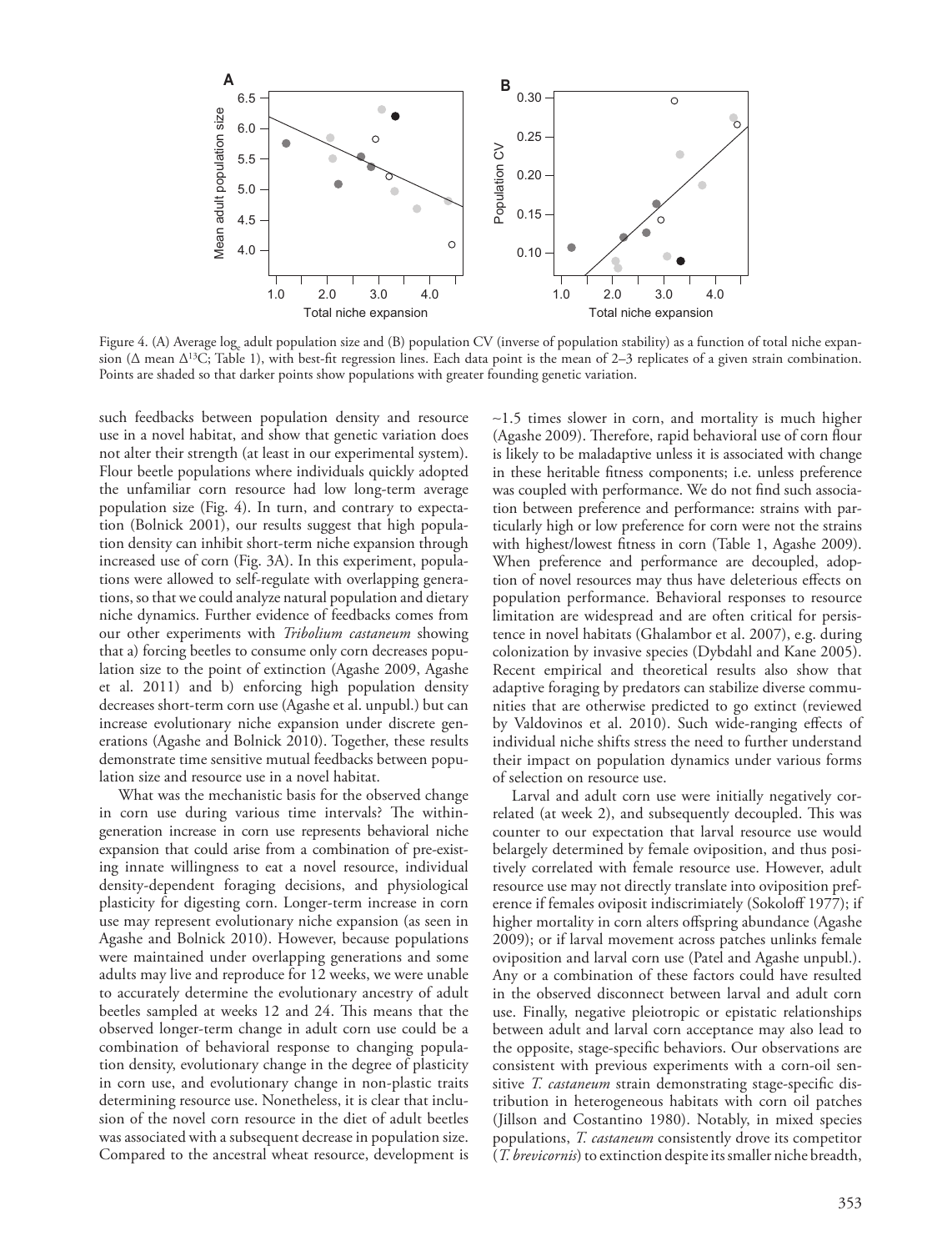Figure 4. (A) Average $\log_e$ adult population size and (B) population CV (inverse of population stability) as a function of total niche expansion (Δ mean $\Delta^{13}C$; Table 1), with best-fit regression lines. Each data point is the mean of 2–3 replicates of a given strain combination. Points are shaded so that darker points show populations with greater founding genetic variation.

such feedbacks between population density and resource use in a novel habitat, and show that genetic variation does not alter their strength (at least in our experimental system). Flour beetle populations where individuals quickly adopted the unfamiliar corn resource had low long-term average population size (Fig. 4). In turn, and contrary to expectation (Bolnick 2001), our results suggest that high population density can inhibit short-term niche expansion through increased use of corn (Fig. 3A). In this experiment, populations were allowed to self-regulate with overlapping generations, so that we could analyze natural population and dietary niche dynamics. Further evidence of feedbacks comes from our other experiments with *Tribolium castaneum* showing that a) forcing beetles to consume only corn decreases population size to the point of extinction (Agashe 2009, Agashe et al. 2011) and b) enforcing high population density decreases short-term corn use (Agashe et al. unpubl.) but can increase evolutionary niche expansion under discrete generations (Agashe and Bolnick 2010). Together, these results demonstrate time sensitive mutual feedbacks between population size and resource use in a novel habitat.

What was the mechanistic basis for the observed change in corn use during various time intervals? The within-generation increase in corn use represents behavioral niche expansion that could arise from a combination of pre-existing innate willingness to eat a novel resource, individual density-dependent foraging decisions, and physiological plasticity for digesting corn. Longer-term increase in corn use may represent evolutionary niche expansion (as seen in Agashe and Bolnick 2010). However, because populations were maintained under overlapping generations and some adults may live and reproduce for 12 weeks, we were unable to accurately determine the evolutionary ancestry of adult beetles sampled at weeks 12 and 24. This means that the observed longer-term change in adult corn use could be a combination of behavioral response to changing population density, evolutionary change in the degree of plasticity in corn use, and evolutionary change in non-plastic traits determining resource use. Nonetheless, it is clear that inclusion of the novel corn resource in the diet of adult beetles was associated with a subsequent decrease in population size. Compared to the ancestral wheat resource, development is ~1.5 times slower in corn, and mortality is much higher (Agashe 2009). Therefore, rapid behavioral use of corn flour is likely to be maladaptive unless it is associated with change in these heritable fitness components; i.e. unless preference was coupled with performance. We do not find such association between preference and performance: strains with particularly high or low preference for corn were not the strains with highest/lowest fitness in corn (Table 1, Agashe 2009). When preference and performance are decoupled, adoption of novel resources may thus have deleterious effects on population performance. Behavioral responses to resource limitation are widespread and are often critical for persistence in novel habitats (Ghalambor et al. 2007), e.g. during colonization by invasive species (Dybdahl and Kane 2005). Recent empirical and theoretical results also show that adaptive foraging by predators can stabilize diverse communities that are otherwise predicted to go extinct (reviewed by Valdovinos et al. 2010). Such wide-ranging effects of individual niche shifts stress the need to further understand their impact on population dynamics under various forms of selection on resource use.

Larval and adult corn use were initially negatively correlated (at week 2), and subsequently decoupled. This was counter to our expectation that larval resource use would belargely determined by female oviposition, and thus positively correlated with female resource use. However, adult resource use may not directly translate into oviposition preference if females oviposit indiscrimiately (Sokoloff 1977); if higher mortality in corn alters offspring abundance (Agashe 2009); or if larval movement across patches unlinks female oviposition and larval corn use (Patel and Agashe unpubl.). Any or a combination of these factors could have resulted in the observed disconnect between larval and adult corn use. Finally, negative pleiotropic or epistatic relationships between adult and larval corn acceptance may also lead to the opposite, stage-specific behaviors. Our observations are consistent with previous experiments with a corn-oil sensitive *T. castaneum* strain demonstrating stage-specific distribution in heterogeneous habitats with corn oil patches (Jillson and Costantino 1980). Notably, in mixed species populations, *T. castaneum* consistently drove its competitor (*T. brevicornis*) to extinction despite its smaller niche breadth,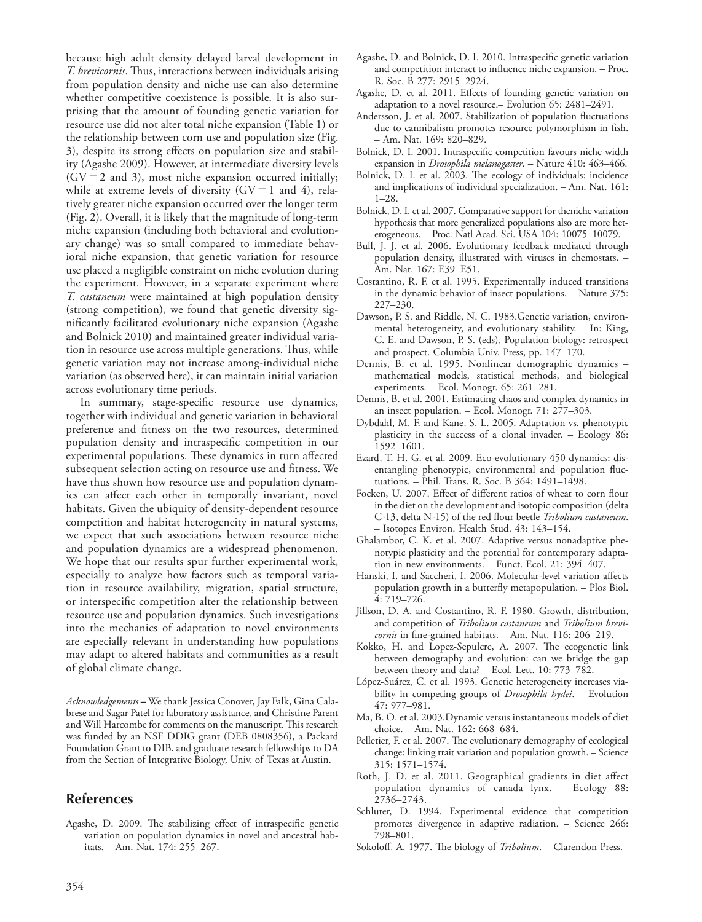because high adult density delayed larval development in *T. brevicornis*. Thus, interactions between individuals arising from population density and niche use can also determine whether competitive coexistence is possible. It is also surprising that the amount of founding genetic variation for resource use did not alter total niche expansion (Table 1) or the relationship between corn use and population size (Fig. 3), despite its strong effects on population size and stability (Agashe 2009). However, at intermediate diversity levels (GV = 2 and 3), most niche expansion occurred initially; while at extreme levels of diversity (GV = 1 and 4), relatively greater niche expansion occurred over the longer term (Fig. 2). Overall, it is likely that the magnitude of long-term niche expansion (including both behavioral and evolutionary change) was so small compared to immediate behavioral niche expansion, that genetic variation for resource use placed a negligible constraint on niche evolution during the experiment. However, in a separate experiment where *T. castaneum* were maintained at high population density (strong competition), we found that genetic diversity significantly facilitated evolutionary niche expansion (Agashe and Bolnick 2010) and maintained greater individual variation in resource use across multiple generations. Thus, while genetic variation may not increase among-individual niche variation (as observed here), it can maintain initial variation across evolutionary time periods.

In summary, stage-specific resource use dynamics, together with individual and genetic variation in behavioral preference and fitness on the two resources, determined population density and intraspecific competition in our experimental populations. These dynamics in turn affected subsequent selection acting on resource use and fitness. We have thus shown how resource use and population dynamics can affect each other in temporally invariant, novel habitats. Given the ubiquity of density-dependent resource competition and habitat heterogeneity in natural systems, we expect that such associations between resource niche and population dynamics are a widespread phenomenon. We hope that our results spur further experimental work, especially to analyze how factors such as temporal variation in resource availability, migration, spatial structure, or interspecific competition alter the relationship between resource use and population dynamics. Such investigations into the mechanics of adaptation to novel environments are especially relevant in understanding how populations may adapt to altered habitats and communities as a result of global climate change.

*Acknowledgements* – We thank Jessica Conover, Jay Falk, Gina Calabrese and Sagar Patel for laboratory assistance, and Christine Parent and Will Harcombe for comments on the manuscript. This research was funded by an NSF DDIG grant (DEB 0808356), a Packard Foundation Grant to DIB, and graduate research fellowships to DA from the Section of Integrative Biology, Univ. of Texas at Austin.

## References

Agashe, D. 2009. The stabilizing effect of intraspecific genetic variation on population dynamics in novel and ancestral habitats. – Am. Nat. 174: 255–267.

Agashe, D. and Bolnick, D. I. 2010. Intraspecific genetic variation and competition interact to influence niche expansion. – Proc. R. Soc. B 277: 2915–2924.

Agashe, D. et al. 2011. Effects of founding genetic variation on adaptation to a novel resource.– Evolution 65: 2481–2491.

Andersson, J. et al. 2007. Stabilization of population fluctuations due to cannibalism promotes resource polymorphism in fish. – Am. Nat. 169: 820–829.

Bolnick, D. I. 2001. Intraspecific competition favours niche width expansion in *Drosophila melanogaster*. – Nature 410: 463–466.

Bolnick, D. I. et al. 2003. The ecology of individuals: incidence and implications of individual specialization. – Am. Nat. 161: 1–28.

Bolnick, D. I. et al. 2007. Comparative support for theniche variation hypothesis that more generalized populations also are more heterogeneous. – Proc. Natl Acad. Sci. USA 104: 10075–10079.

Bull, J. J. et al. 2006. Evolutionary feedback mediated through population density, illustrated with viruses in chemostats. – Am. Nat. 167: E39–E51.

Costantino, R. F. et al. 1995. Experimentally induced transitions in the dynamic behavior of insect populations. – Nature 375: 227–230.

Dawson, P. S. and Riddle, N. C. 1983.Genetic variation, environmental heterogeneity, and evolutionary stability. – In: King, C. E. and Dawson, P. S. (eds), Population biology: retrospect and prospect. Columbia Univ. Press, pp. 147–170.

Dennis, B. et al. 1995. Nonlinear demographic dynamics – mathematical models, statistical methods, and biological experiments. – Ecol. Monogr. 65: 261–281.

Dennis, B. et al. 2001. Estimating chaos and complex dynamics in an insect population. – Ecol. Monogr. 71: 277–303.

Dybdahl, M. F. and Kane, S. L. 2005. Adaptation vs. phenotypic plasticity in the success of a clonal invader. – Ecology 86: 1592–1601.

Ezard, T. H. G. et al. 2009. Eco-evolutionary 450 dynamics: disentangling phenotypic, environmental and population fluctuations. – Phil. Trans. R. Soc. B 364: 1491–1498.

Focken, U. 2007. Effect of different ratios of wheat to corn flour in the diet on the development and isotopic composition (delta C-13, delta N-15) of the red flour beetle *Tribolium castaneum*. – Isotopes Environ. Health Stud. 43: 143–154.

Ghalambor, C. K. et al. 2007. Adaptive versus nonadaptive phenotypic plasticity and the potential for contemporary adaptation in new environments. – Funct. Ecol. 21: 394–407.

Hanski, I. and Saccheri, I. 2006. Molecular-level variation affects population growth in a butterfly metapopulation. – Plos Biol. 4: 719–726.

Jillson, D. A. and Costantino, R. F. 1980. Growth, distribution, and competition of *Tribolium castaneum* and *Tribolium brevicornis* in fine-grained habitats. – Am. Nat. 116: 206–219.

Kokko, H. and Lopez-Sepulcre, A. 2007. The ecogenetic link between demography and evolution: can we bridge the gap between theory and data? – Ecol. Lett. 10: 773–782.

López-Suárez, C. et al. 1993. Genetic heterogeneity increases viability in competing groups of *Drosophila hydei*. – Evolution 47: 977–981.

Ma, B. O. et al. 2003.Dynamic versus instantaneous models of diet choice. – Am. Nat. 162: 668–684.

Pelletier, F. et al. 2007. The evolutionary demography of ecological change: linking trait variation and population growth. – Science 315: 1571–1574.

Roth, J. D. et al. 2011. Geographical gradients in diet affect population dynamics of canada lynx. – Ecology 88: 2736–2743.

Schluter, D. 1994. Experimental evidence that competition promotes divergence in adaptive radiation. – Science 266: 798–801.

Sokoloff, A. 1977. The biology of *Tribolium*. – Clarendon Press.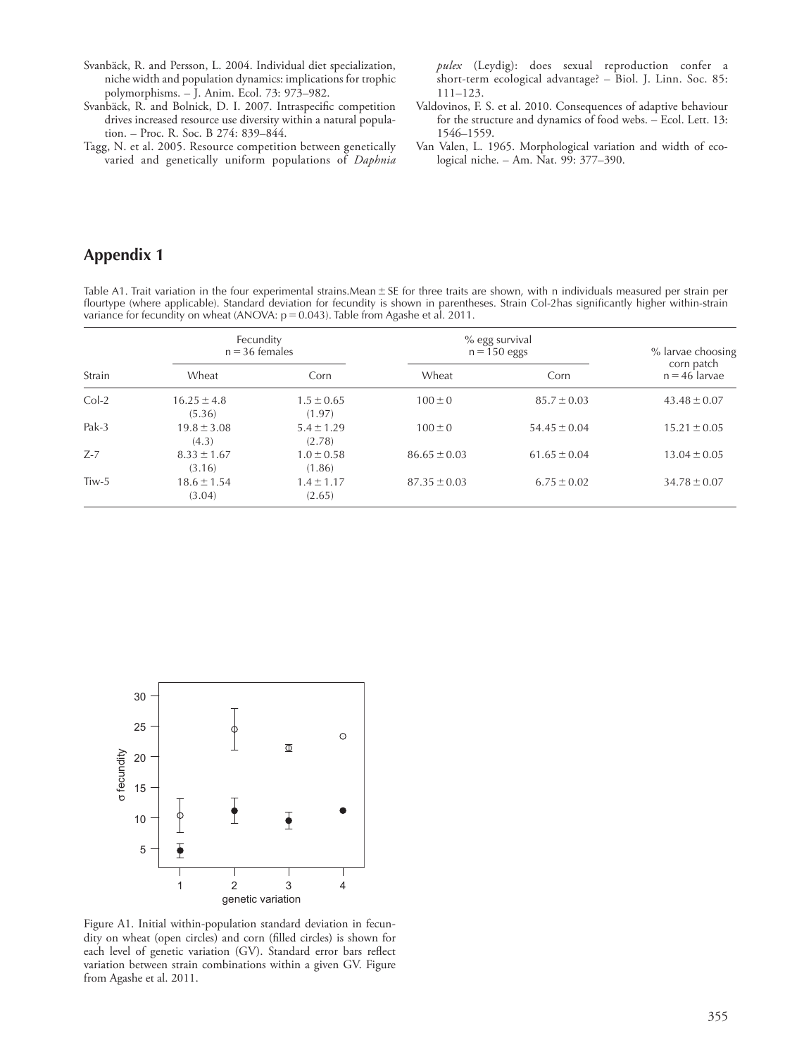Svanbäck, R. and Persson, L. 2004. Individual diet specialization, niche width and population dynamics: implications for trophic polymorphisms. – J. Anim. Ecol. 73: 973–982.

Svanbäck, R. and Bolnick, D. I. 2007. Intraspecific competition drives increased resource use diversity within a natural population. – Proc. R. Soc. B 274: 839–844.

Tagg, N. et al. 2005. Resource competition between genetically varied and genetically uniform populations of *Daphnia pulex* (Leydig): does sexual reproduction confer a short-term ecological advantage? – Biol. J. Linn. Soc. 85: 111–123.

Valdovinos, F. S. et al. 2010. Consequences of adaptive behaviour for the structure and dynamics of food webs. – Ecol. Lett. 13: 1546–1559.

Van Valen, L. 1965. Morphological variation and width of ecological niche. – Am. Nat. 99: 377–390.

## Appendix 1

Table A1. Trait variation in the four experimental strains. Mean ± SE for three traits are shown, with n individuals measured per strain per flourtype (where applicable). Standard deviation for fecundity is shown in parentheses. Strain Col-2has significantly higher within-strain variance for fecundity on wheat (ANOVA: $p = 0.043$). Table from Agashe et al. 2011.

| Strain | Fecundity $n = 36$ females | | % egg survival $n = 150$ eggs | | % larvae choosing corn patch $n = 46$ larvae |
|---|---|---|---|---|---|
| | Wheat | Corn | Wheat | Corn | |
| Col-2 | 16.25 ± 4.8 (5.36) | 1.5 ± 0.65 (1.97) | 100 ± 0 | 85.7 ± 0.03 | 43.48 ± 0.07 |
| Pak-3 | 19.8 ± 3.08 (4.3) | 5.4 ± 1.29 (2.78) | 100 ± 0 | 54.45 ± 0.04 | 15.21 ± 0.05 |
| Z-7 | 8.33 ± 1.67 (3.16) | 1.0 ± 0.58 (1.86) | 86.65 ± 0.03 | 61.65 ± 0.04 | 13.04 ± 0.05 |
| Tiw-5 | 18.6 ± 1.54 (3.04) | 1.4 ± 1.17 (2.65) | 87.35 ± 0.03 | 6.75 ± 0.02 | 34.78 ± 0.07 |

Figure A1. Initial within-population standard deviation in fecundity on wheat (open circles) and corn (filled circles) is shown for each level of genetic variation (GV). Standard error bars reflect variation between strain combinations within a given GV. Figure from Agashe et al. 2011.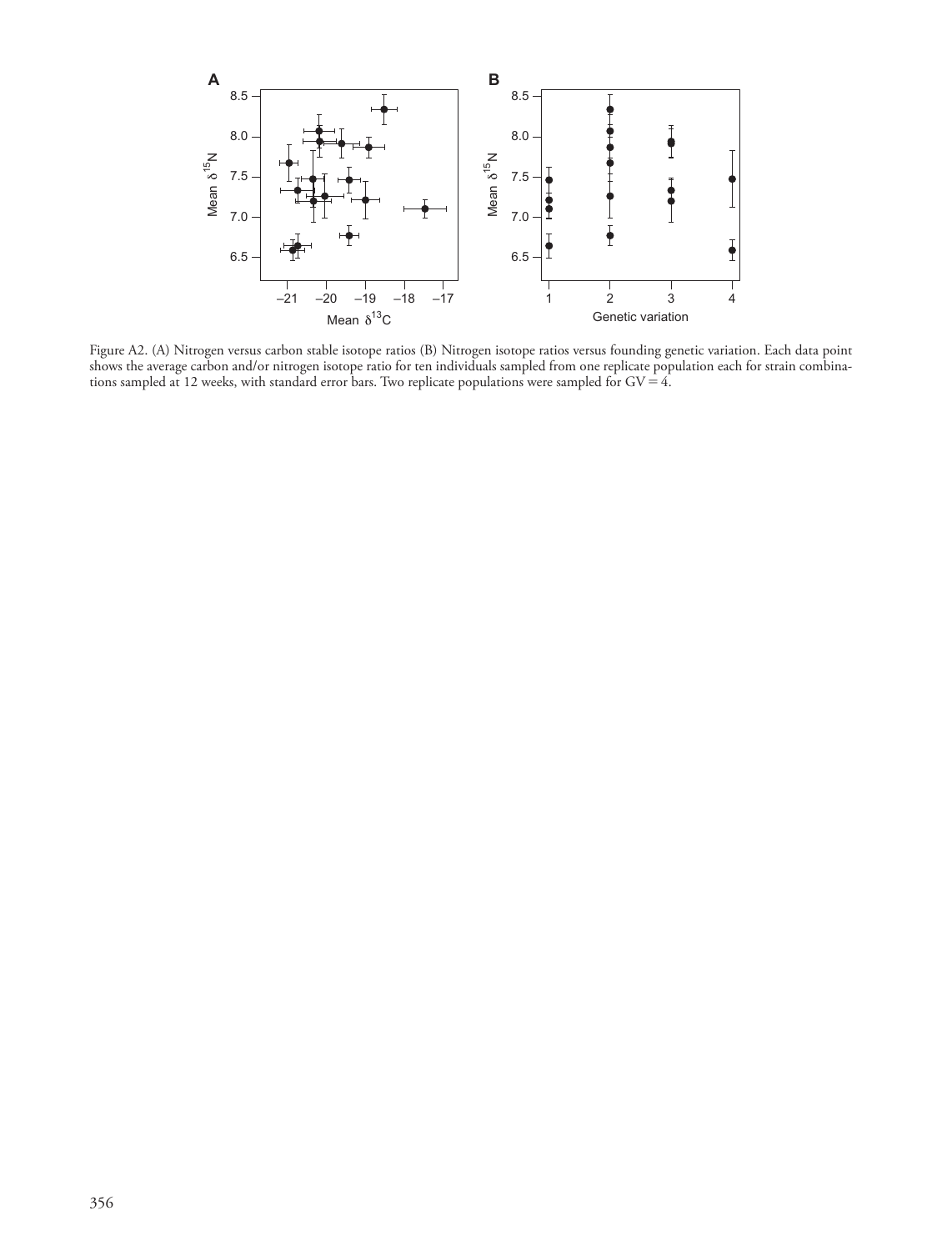A

8.5
8.0
7.5
7.0
6.5

Mean $\delta^{15}$N

–21 –20 –19 –18 –17

Mean $\delta^{13}$C

B

8.5
8.0
7.5
7.0
6.5

Mean $\delta^{15}$N

1 2 3 4

Genetic variation

Figure A2. (A) Nitrogen versus carbon stable isotope ratios (B) Nitrogen isotope ratios versus founding genetic variation. Each data point shows the average carbon and/or nitrogen isotope ratio for ten individuals sampled from one replicate population each for strain combinations sampled at 12 weeks, with standard error bars. Two replicate populations were sampled for GV = 4.